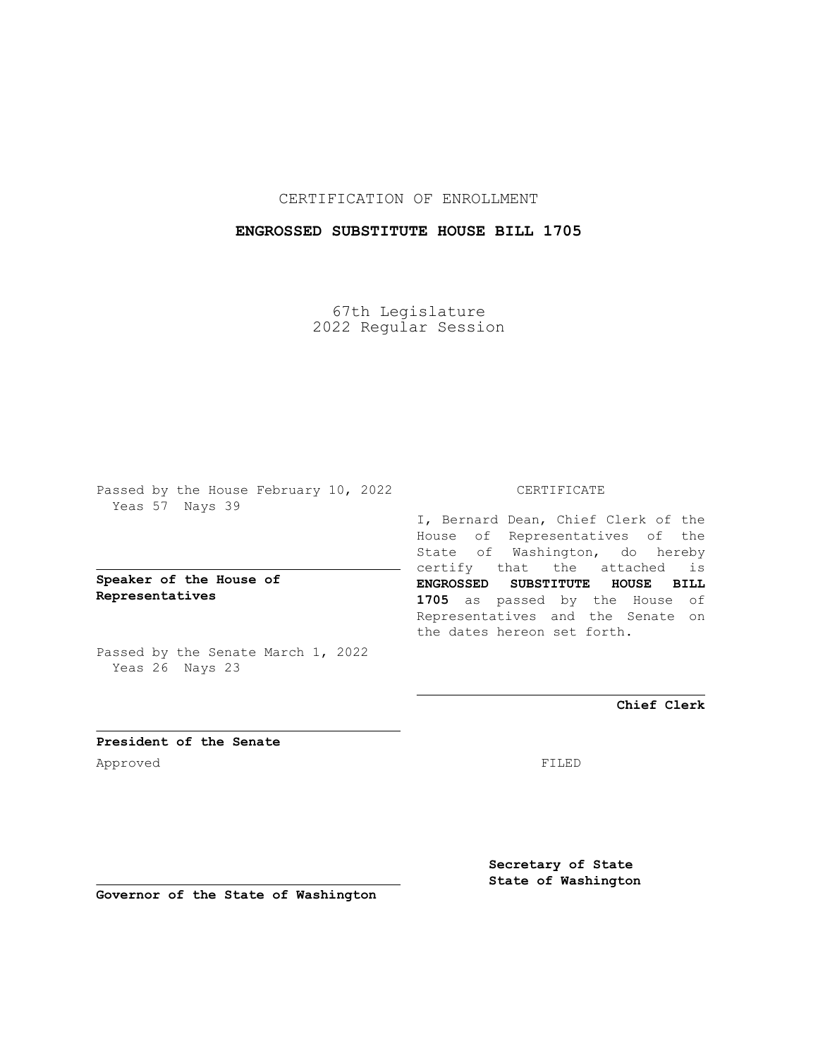CERTIFICATION OF ENROLLMENT

**ENGROSSED SUBSTITUTE HOUSE BILL 1705**

67th Legislature
2022 Regular Session

Passed by the House February 10, 2022
Yeas 57 Nays 39

**Speaker of the House of Representatives**

Passed by the Senate March 1, 2022
Yeas 26 Nays 23

**President of the Senate**

Approved

**Governor of the State of Washington**

CERTIFICATE

I, Bernard Dean, Chief Clerk of the House of Representatives of the State of Washington, do hereby certify that the attached is **ENGROSSED SUBSTITUTE HOUSE BILL 1705** as passed by the House of Representatives and the Senate on the dates hereon set forth.

**Chief Clerk**

FILED

**Secretary of State**
**State of Washington**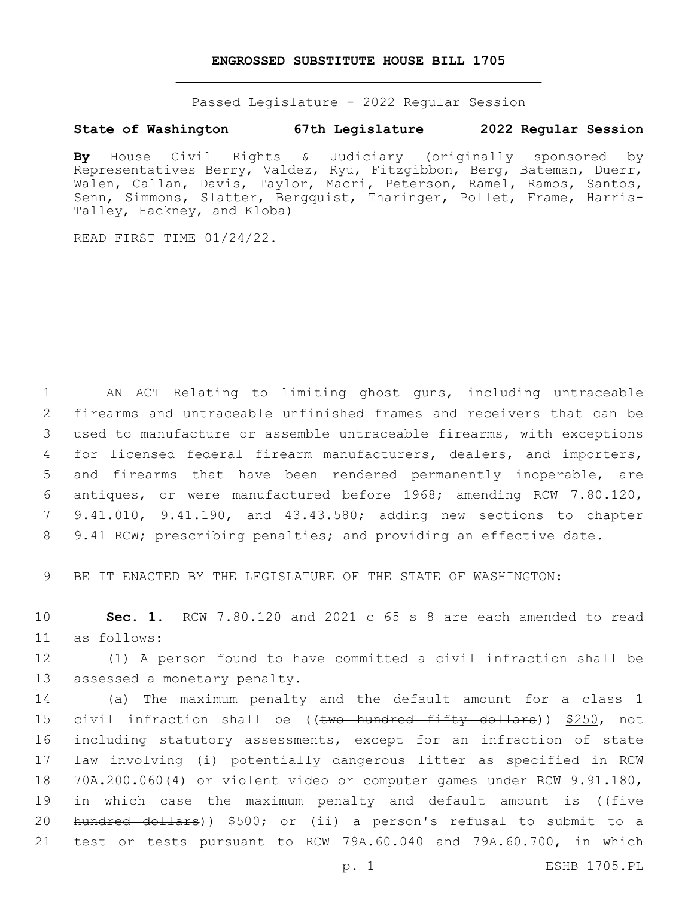# ENGROSSED SUBSTITUTE HOUSE BILL 1705

Passed Legislature - 2022 Regular Session

**State of Washington 67th Legislature 2022 Regular Session**

**By** House Civil Rights & Judiciary (originally sponsored by Representatives Berry, Valdez, Ryu, Fitzgibbon, Berg, Bateman, Duerr, Walen, Callan, Davis, Taylor, Macri, Peterson, Ramel, Ramos, Santos, Senn, Simmons, Slatter, Bergquist, Tharinger, Pollet, Frame, Harris-Talley, Hackney, and Kloba)

READ FIRST TIME 01/24/22.

1 AN ACT Relating to limiting ghost guns, including untraceable
2 firearms and untraceable unfinished frames and receivers that can be
3 used to manufacture or assemble untraceable firearms, with exceptions
4 for licensed federal firearm manufacturers, dealers, and importers,
5 and firearms that have been rendered permanently inoperable, are
6 antiques, or were manufactured before 1968; amending RCW 7.80.120,
7 9.41.010, 9.41.190, and 43.43.580; adding new sections to chapter
8 9.41 RCW; prescribing penalties; and providing an effective date.

9 BE IT ENACTED BY THE LEGISLATURE OF THE STATE OF WASHINGTON:

10 **Sec. 1.** RCW 7.80.120 and 2021 c 65 s 8 are each amended to read
11 as follows:

12 (1) A person found to have committed a civil infraction shall be
13 assessed a monetary penalty.

14 (a) The maximum penalty and the default amount for a class 1
15 civil infraction shall be ((~~two hundred fifty dollars~~)) <u>$250</u>, not
16 including statutory assessments, except for an infraction of state
17 law involving (i) potentially dangerous litter as specified in RCW
18 70A.200.060(4) or violent video or computer games under RCW 9.91.180,
19 in which case the maximum penalty and default amount is ((~~five~~
20 ~~hundred dollars~~)) <u>$500</u>; or (ii) a person's refusal to submit to a
21 test or tests pursuant to RCW 79A.60.040 and 79A.60.700, in which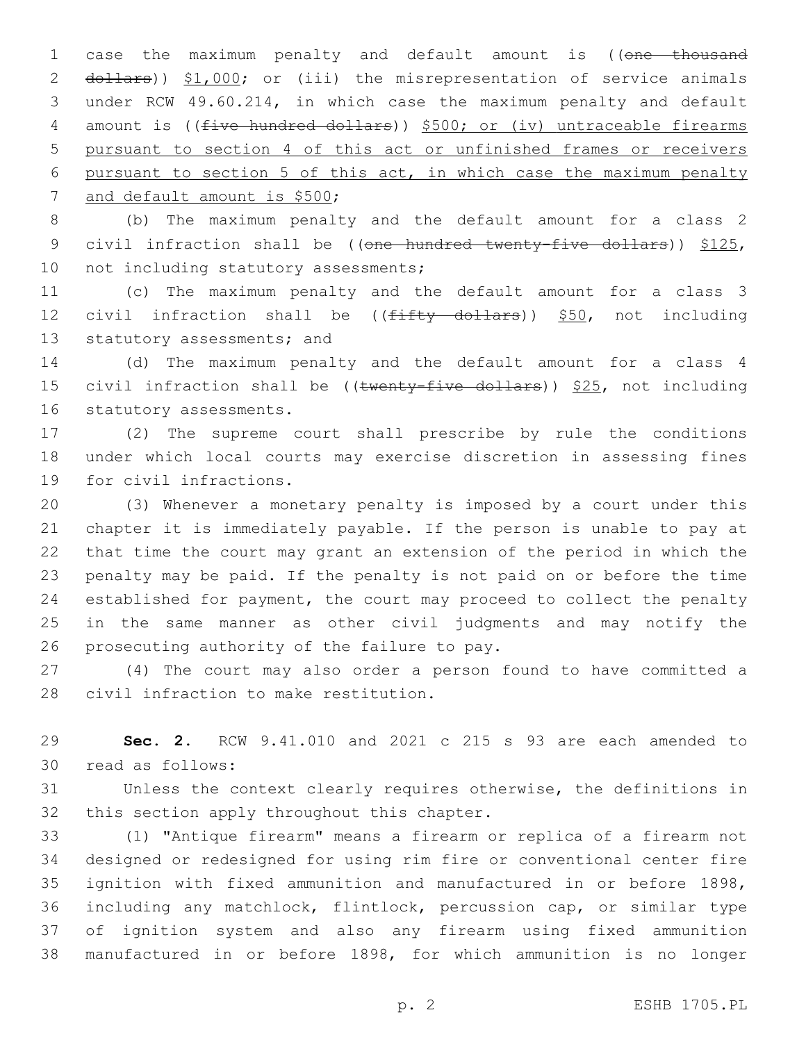case the maximum penalty and default amount is ((~~one thousand dollars~~)) <u>$1,000</u>; or (iii) the misrepresentation of service animals under RCW 49.60.214, in which case the maximum penalty and default amount is ((~~five hundred dollars~~)) <u>$500; or (iv) untraceable firearms pursuant to section 4 of this act or unfinished frames or receivers pursuant to section 5 of this act, in which case the maximum penalty and default amount is $500</u>;

(b) The maximum penalty and the default amount for a class 2 civil infraction shall be ((~~one hundred twenty-five dollars~~)) <u>$125</u>, not including statutory assessments;

(c) The maximum penalty and the default amount for a class 3 civil infraction shall be ((~~fifty dollars~~)) <u>$50</u>, not including statutory assessments; and

(d) The maximum penalty and the default amount for a class 4 civil infraction shall be ((~~twenty-five dollars~~)) <u>$25</u>, not including statutory assessments.

(2) The supreme court shall prescribe by rule the conditions under which local courts may exercise discretion in assessing fines for civil infractions.

(3) Whenever a monetary penalty is imposed by a court under this chapter it is immediately payable. If the person is unable to pay at that time the court may grant an extension of the period in which the penalty may be paid. If the penalty is not paid on or before the time established for payment, the court may proceed to collect the penalty in the same manner as other civil judgments and may notify the prosecuting authority of the failure to pay.

(4) The court may also order a person found to have committed a civil infraction to make restitution.

**Sec. 2.** RCW 9.41.010 and 2021 c 215 s 93 are each amended to read as follows:

Unless the context clearly requires otherwise, the definitions in this section apply throughout this chapter.

(1) "Antique firearm" means a firearm or replica of a firearm not designed or redesigned for using rim fire or conventional center fire ignition with fixed ammunition and manufactured in or before 1898, including any matchlock, flintlock, percussion cap, or similar type of ignition system and also any firearm using fixed ammunition manufactured in or before 1898, for which ammunition is no longer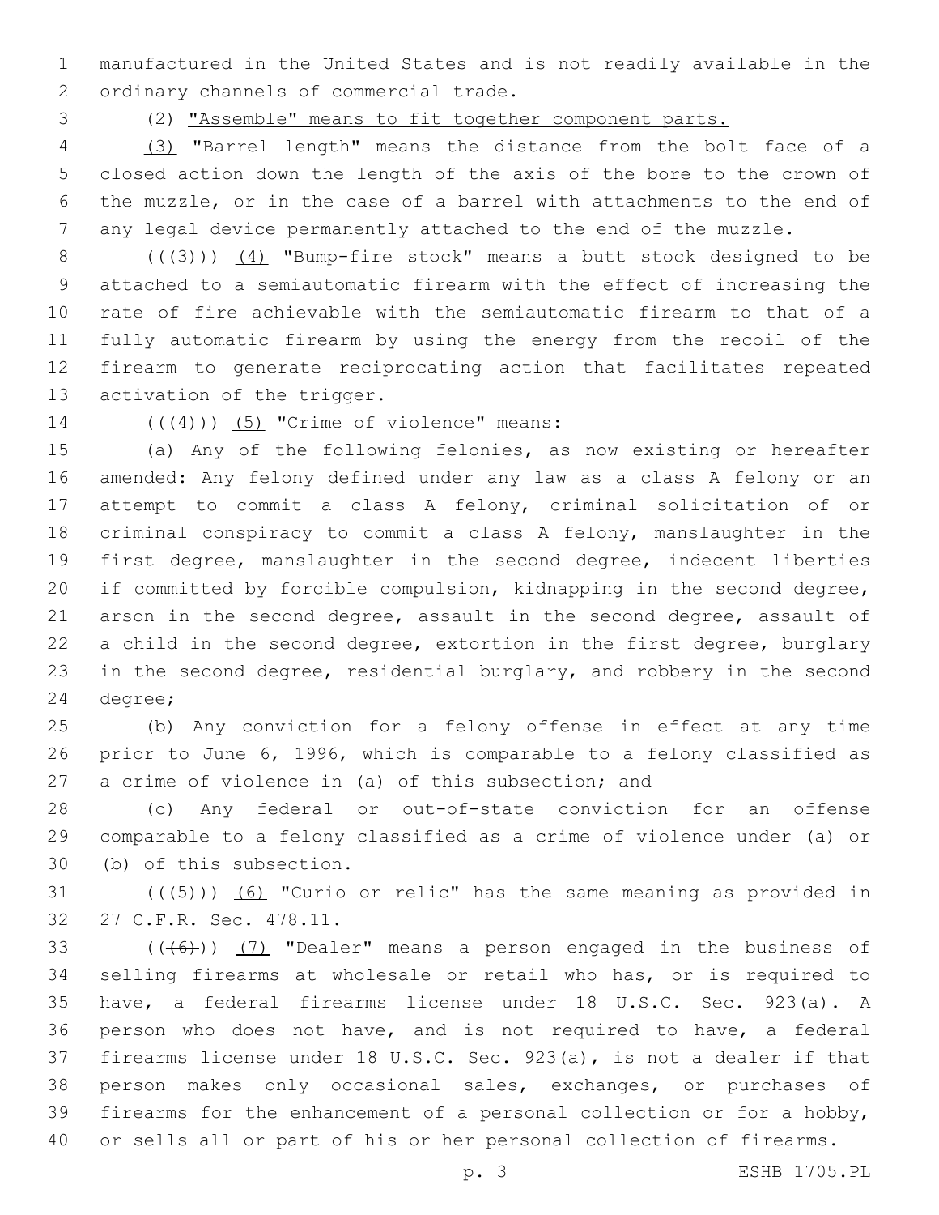manufactured in the United States and is not readily available in the ordinary channels of commercial trade.

(2) "Assemble" means to fit together component parts.

(3) "Barrel length" means the distance from the bolt face of a closed action down the length of the axis of the bore to the crown of the muzzle, or in the case of a barrel with attachments to the end of any legal device permanently attached to the end of the muzzle.

(((3))) (4) "Bump-fire stock" means a butt stock designed to be attached to a semiautomatic firearm with the effect of increasing the rate of fire achievable with the semiautomatic firearm to that of a fully automatic firearm by using the energy from the recoil of the firearm to generate reciprocating action that facilitates repeated activation of the trigger.

(((4))) (5) "Crime of violence" means:

(a) Any of the following felonies, as now existing or hereafter amended: Any felony defined under any law as a class A felony or an attempt to commit a class A felony, criminal solicitation of or criminal conspiracy to commit a class A felony, manslaughter in the first degree, manslaughter in the second degree, indecent liberties if committed by forcible compulsion, kidnapping in the second degree, arson in the second degree, assault in the second degree, assault of a child in the second degree, extortion in the first degree, burglary in the second degree, residential burglary, and robbery in the second degree;

(b) Any conviction for a felony offense in effect at any time prior to June 6, 1996, which is comparable to a felony classified as a crime of violence in (a) of this subsection; and

(c) Any federal or out-of-state conviction for an offense comparable to a felony classified as a crime of violence under (a) or (b) of this subsection.

(((5))) (6) "Curio or relic" has the same meaning as provided in 27 C.F.R. Sec. 478.11.

(((6))) (7) "Dealer" means a person engaged in the business of selling firearms at wholesale or retail who has, or is required to have, a federal firearms license under 18 U.S.C. Sec. 923(a). A person who does not have, and is not required to have, a federal firearms license under 18 U.S.C. Sec. 923(a), is not a dealer if that person makes only occasional sales, exchanges, or purchases of firearms for the enhancement of a personal collection or for a hobby, or sells all or part of his or her personal collection of firearms.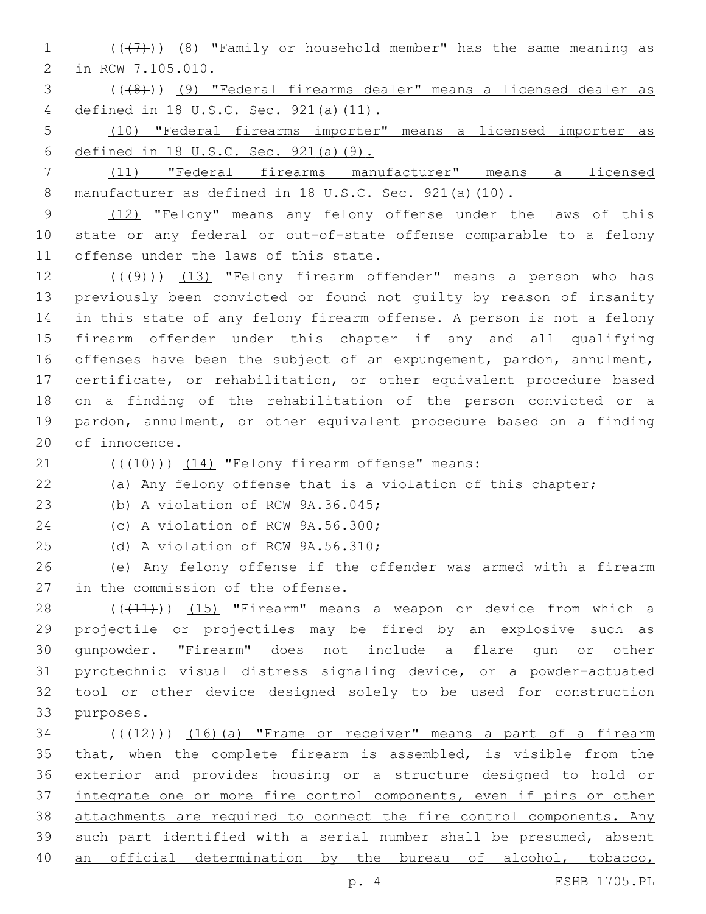(((7))) (8) "Family or household member" has the same meaning as in RCW 7.105.010.

(((8))) (9) "Federal firearms dealer" means a licensed dealer as defined in 18 U.S.C. Sec. 921(a)(11).

(10) "Federal firearms importer" means a licensed importer as defined in 18 U.S.C. Sec. 921(a)(9).

(11) "Federal firearms manufacturer" means a licensed manufacturer as defined in 18 U.S.C. Sec. 921(a)(10).

(12) "Felony" means any felony offense under the laws of this state or any federal or out-of-state offense comparable to a felony offense under the laws of this state.

(((9))) (13) "Felony firearm offender" means a person who has previously been convicted or found not guilty by reason of insanity in this state of any felony firearm offense. A person is not a felony firearm offender under this chapter if any and all qualifying offenses have been the subject of an expungement, pardon, annulment, certificate, or rehabilitation, or other equivalent procedure based on a finding of the rehabilitation of the person convicted or a pardon, annulment, or other equivalent procedure based on a finding of innocence.

(((10))) (14) "Felony firearm offense" means:

(a) Any felony offense that is a violation of this chapter;

(b) A violation of RCW 9A.36.045;

(c) A violation of RCW 9A.56.300;

(d) A violation of RCW 9A.56.310;

(e) Any felony offense if the offender was armed with a firearm in the commission of the offense.

(((11))) (15) "Firearm" means a weapon or device from which a projectile or projectiles may be fired by an explosive such as gunpowder. "Firearm" does not include a flare gun or other pyrotechnic visual distress signaling device, or a powder-actuated tool or other device designed solely to be used for construction purposes.

(((12))) (16)(a) "Frame or receiver" means a part of a firearm that, when the complete firearm is assembled, is visible from the exterior and provides housing or a structure designed to hold or integrate one or more fire control components, even if pins or other attachments are required to connect the fire control components. Any such part identified with a serial number shall be presumed, absent an official determination by the bureau of alcohol, tobacco,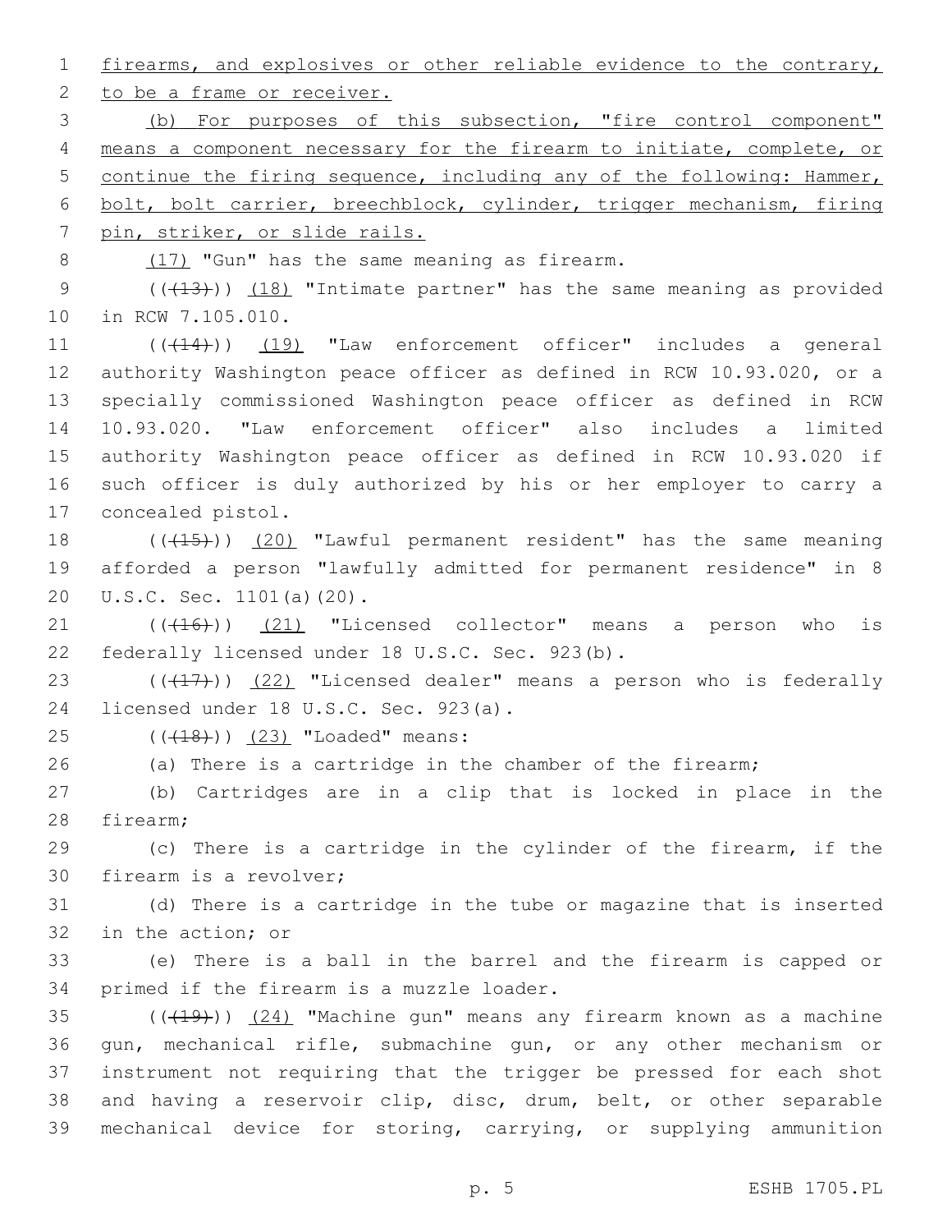firearms, and explosives or other reliable evidence to the contrary, to be a frame or receiver.

(b) For purposes of this subsection, "fire control component" means a component necessary for the firearm to initiate, complete, or continue the firing sequence, including any of the following: Hammer, bolt, bolt carrier, breechblock, cylinder, trigger mechanism, firing pin, striker, or slide rails.

(17) "Gun" has the same meaning as firearm.

(((13))) (18) "Intimate partner" has the same meaning as provided in RCW 7.105.010.

(((14))) (19) "Law enforcement officer" includes a general authority Washington peace officer as defined in RCW 10.93.020, or a specially commissioned Washington peace officer as defined in RCW 10.93.020. "Law enforcement officer" also includes a limited authority Washington peace officer as defined in RCW 10.93.020 if such officer is duly authorized by his or her employer to carry a concealed pistol.

(((15))) (20) "Lawful permanent resident" has the same meaning afforded a person "lawfully admitted for permanent residence" in 8 U.S.C. Sec. 1101(a)(20).

(((16))) (21) "Licensed collector" means a person who is federally licensed under 18 U.S.C. Sec. 923(b).

(((17))) (22) "Licensed dealer" means a person who is federally licensed under 18 U.S.C. Sec. 923(a).

(((18))) (23) "Loaded" means:

(a) There is a cartridge in the chamber of the firearm;

(b) Cartridges are in a clip that is locked in place in the firearm;

(c) There is a cartridge in the cylinder of the firearm, if the firearm is a revolver;

(d) There is a cartridge in the tube or magazine that is inserted in the action; or

(e) There is a ball in the barrel and the firearm is capped or primed if the firearm is a muzzle loader.

(((19))) (24) "Machine gun" means any firearm known as a machine gun, mechanical rifle, submachine gun, or any other mechanism or instrument not requiring that the trigger be pressed for each shot and having a reservoir clip, disc, drum, belt, or other separable mechanical device for storing, carrying, or supplying ammunition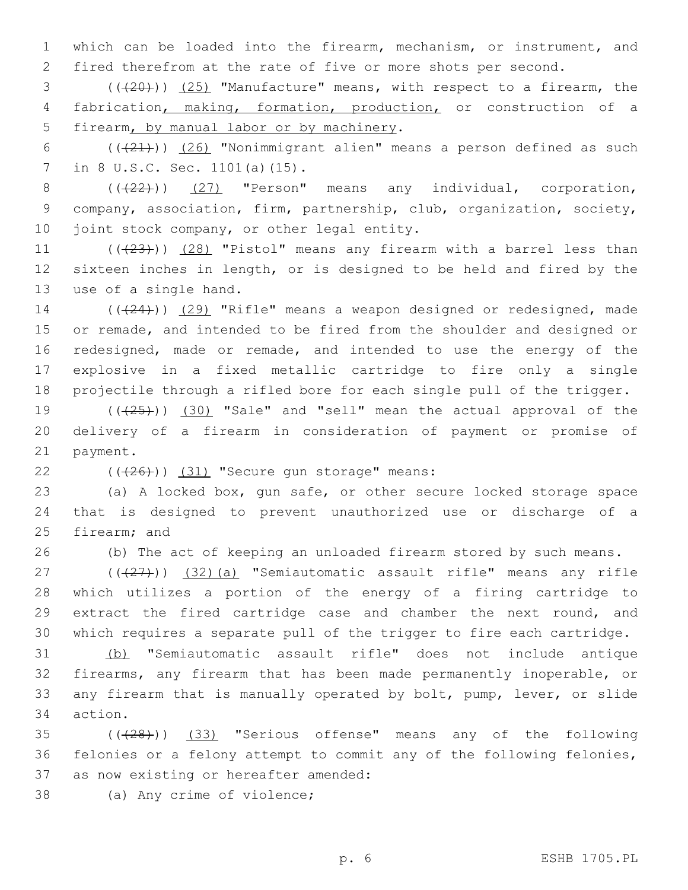which can be loaded into the firearm, mechanism, or instrument, and fired therefrom at the rate of five or more shots per second.

(((20))) (25) "Manufacture" means, with respect to a firearm, the fabrication, making, formation, production, or construction of a firearm, by manual labor or by machinery.

(((21))) (26) "Nonimmigrant alien" means a person defined as such in 8 U.S.C. Sec. 1101(a)(15).

(((22))) (27) "Person" means any individual, corporation, company, association, firm, partnership, club, organization, society, joint stock company, or other legal entity.

(((23))) (28) "Pistol" means any firearm with a barrel less than sixteen inches in length, or is designed to be held and fired by the use of a single hand.

(((24))) (29) "Rifle" means a weapon designed or redesigned, made or remade, and intended to be fired from the shoulder and designed or redesigned, made or remade, and intended to use the energy of the explosive in a fixed metallic cartridge to fire only a single projectile through a rifled bore for each single pull of the trigger.

(((25))) (30) "Sale" and "sell" mean the actual approval of the delivery of a firearm in consideration of payment or promise of payment.

(((26))) (31) "Secure gun storage" means:

(a) A locked box, gun safe, or other secure locked storage space that is designed to prevent unauthorized use or discharge of a firearm; and

(b) The act of keeping an unloaded firearm stored by such means.

(((27))) (32)(a) "Semiautomatic assault rifle" means any rifle which utilizes a portion of the energy of a firing cartridge to extract the fired cartridge case and chamber the next round, and which requires a separate pull of the trigger to fire each cartridge.

(b) "Semiautomatic assault rifle" does not include antique firearms, any firearm that has been made permanently inoperable, or any firearm that is manually operated by bolt, pump, lever, or slide action.

(((28))) (33) "Serious offense" means any of the following felonies or a felony attempt to commit any of the following felonies, as now existing or hereafter amended:

(a) Any crime of violence;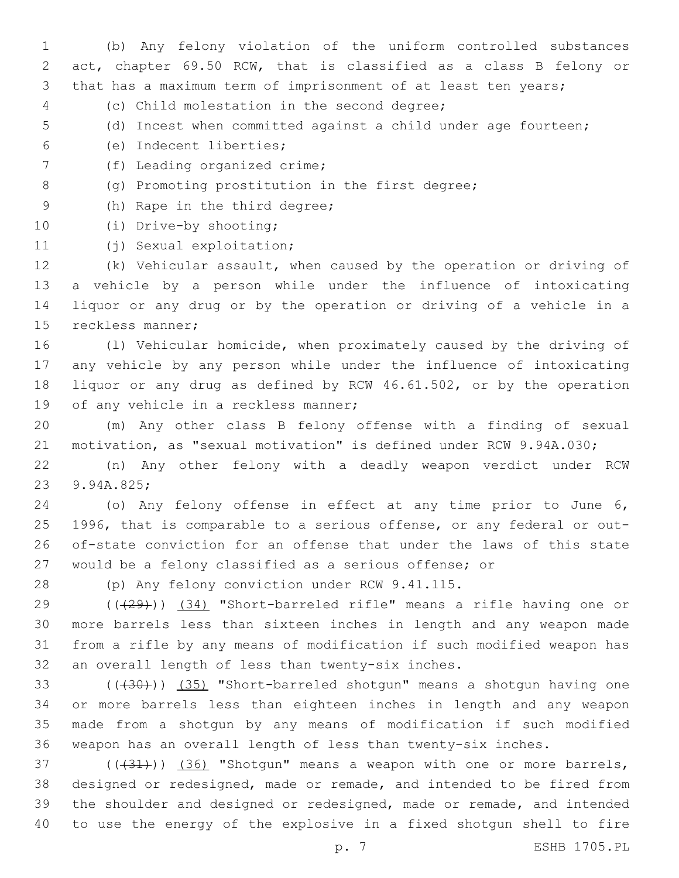(b) Any felony violation of the uniform controlled substances act, chapter 69.50 RCW, that is classified as a class B felony or that has a maximum term of imprisonment of at least ten years;

(c) Child molestation in the second degree;

(d) Incest when committed against a child under age fourteen;

(e) Indecent liberties;

(f) Leading organized crime;

(g) Promoting prostitution in the first degree;

(h) Rape in the third degree;

(i) Drive-by shooting;

(j) Sexual exploitation;

(k) Vehicular assault, when caused by the operation or driving of a vehicle by a person while under the influence of intoxicating liquor or any drug or by the operation or driving of a vehicle in a reckless manner;

(l) Vehicular homicide, when proximately caused by the driving of any vehicle by any person while under the influence of intoxicating liquor or any drug as defined by RCW 46.61.502, or by the operation of any vehicle in a reckless manner;

(m) Any other class B felony offense with a finding of sexual motivation, as "sexual motivation" is defined under RCW 9.94A.030;

(n) Any other felony with a deadly weapon verdict under RCW 9.94A.825;

(o) Any felony offense in effect at any time prior to June 6, 1996, that is comparable to a serious offense, or any federal or out-of-state conviction for an offense that under the laws of this state would be a felony classified as a serious offense; or

(p) Any felony conviction under RCW 9.41.115.

~~((29))~~ (34) "Short-barreled rifle" means a rifle having one or more barrels less than sixteen inches in length and any weapon made from a rifle by any means of modification if such modified weapon has an overall length of less than twenty-six inches.

~~((30))~~ (35) "Short-barreled shotgun" means a shotgun having one or more barrels less than eighteen inches in length and any weapon made from a shotgun by any means of modification if such modified weapon has an overall length of less than twenty-six inches.

~~((31))~~ (36) "Shotgun" means a weapon with one or more barrels, designed or redesigned, made or remade, and intended to be fired from the shoulder and designed or redesigned, made or remade, and intended to use the energy of the explosive in a fixed shotgun shell to fire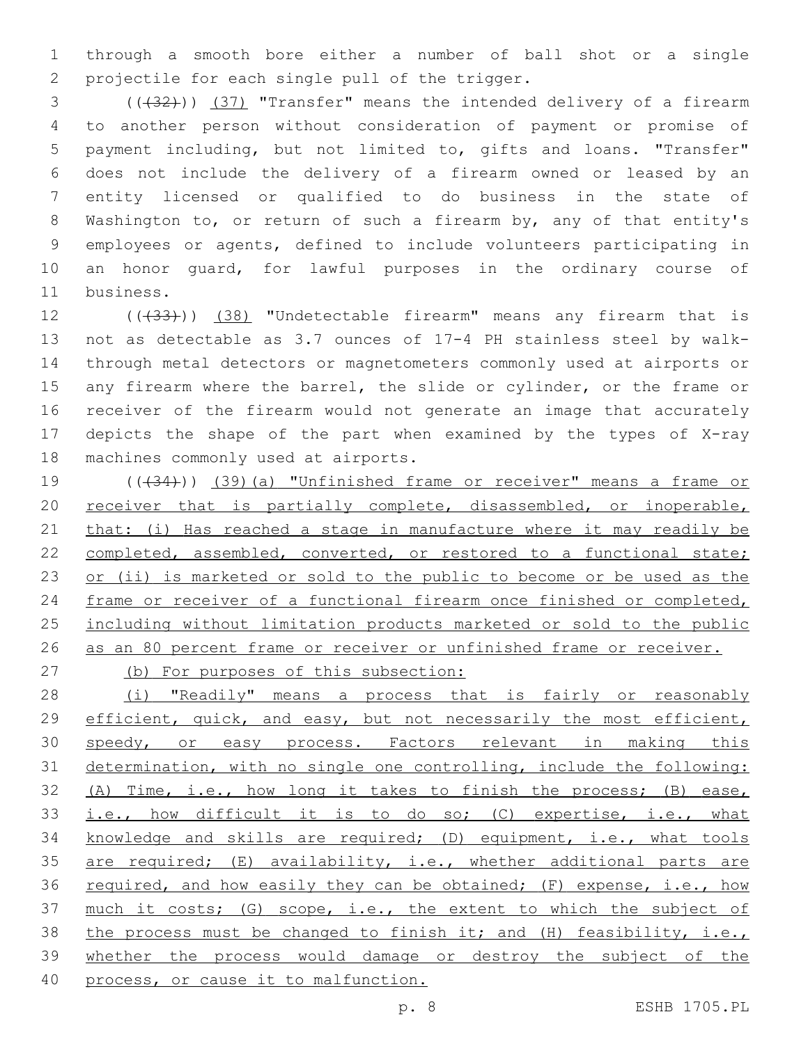through a smooth bore either a number of ball shot or a single projectile for each single pull of the trigger.

(((32))) (37) "Transfer" means the intended delivery of a firearm to another person without consideration of payment or promise of payment including, but not limited to, gifts and loans. "Transfer" does not include the delivery of a firearm owned or leased by an entity licensed or qualified to do business in the state of Washington to, or return of such a firearm by, any of that entity's employees or agents, defined to include volunteers participating in an honor guard, for lawful purposes in the ordinary course of business.

(((33))) (38) "Undetectable firearm" means any firearm that is not as detectable as 3.7 ounces of 17-4 PH stainless steel by walk-through metal detectors or magnetometers commonly used at airports or any firearm where the barrel, the slide or cylinder, or the frame or receiver of the firearm would not generate an image that accurately depicts the shape of the part when examined by the types of X-ray machines commonly used at airports.

(((34))) (39)(a) "Unfinished frame or receiver" means a frame or receiver that is partially complete, disassembled, or inoperable, that: (i) Has reached a stage in manufacture where it may readily be completed, assembled, converted, or restored to a functional state; or (ii) is marketed or sold to the public to become or be used as the frame or receiver of a functional firearm once finished or completed, including without limitation products marketed or sold to the public as an 80 percent frame or receiver or unfinished frame or receiver.

(b) For purposes of this subsection:

(i) "Readily" means a process that is fairly or reasonably efficient, quick, and easy, but not necessarily the most efficient, speedy, or easy process. Factors relevant in making this determination, with no single one controlling, include the following: (A) Time, i.e., how long it takes to finish the process; (B) ease, i.e., how difficult it is to do so; (C) expertise, i.e., what knowledge and skills are required; (D) equipment, i.e., what tools are required; (E) availability, i.e., whether additional parts are required, and how easily they can be obtained; (F) expense, i.e., how much it costs; (G) scope, i.e., the extent to which the subject of the process must be changed to finish it; and (H) feasibility, i.e., whether the process would damage or destroy the subject of the process, or cause it to malfunction.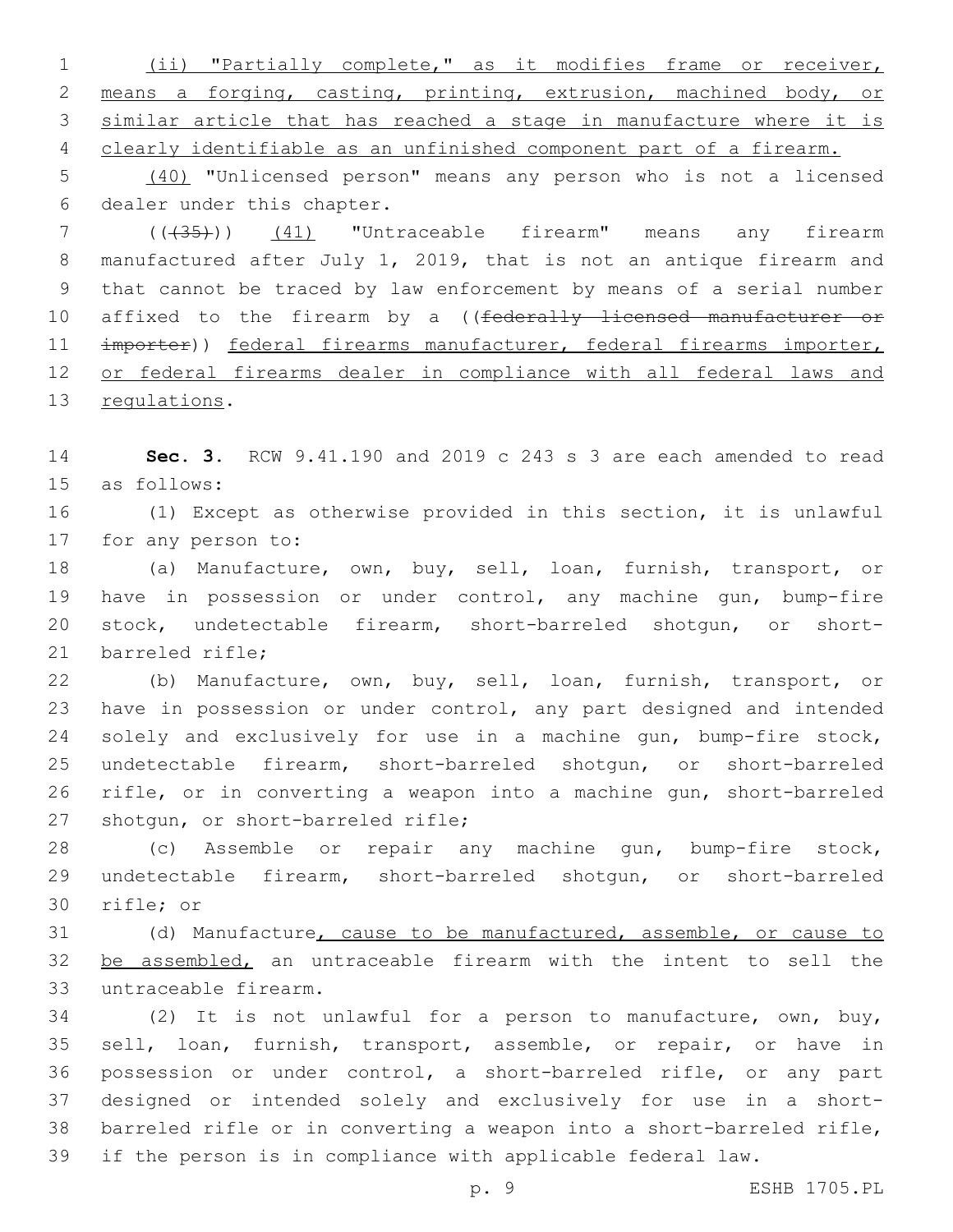(ii) "Partially complete," as it modifies frame or receiver, means a forging, casting, printing, extrusion, machined body, or similar article that has reached a stage in manufacture where it is clearly identifiable as an unfinished component part of a firearm.

(40) "Unlicensed person" means any person who is not a licensed dealer under this chapter.

(((35))) (41) "Untraceable firearm" means any firearm manufactured after July 1, 2019, that is not an antique firearm and that cannot be traced by law enforcement by means of a serial number affixed to the firearm by a ((~~federally licensed manufacturer or importer~~)) federal firearms manufacturer, federal firearms importer, or federal firearms dealer in compliance with all federal laws and regulations.

**Sec. 3.** RCW 9.41.190 and 2019 c 243 s 3 are each amended to read as follows:

(1) Except as otherwise provided in this section, it is unlawful for any person to:

(a) Manufacture, own, buy, sell, loan, furnish, transport, or have in possession or under control, any machine gun, bump-fire stock, undetectable firearm, short-barreled shotgun, or short-barreled rifle;

(b) Manufacture, own, buy, sell, loan, furnish, transport, or have in possession or under control, any part designed and intended solely and exclusively for use in a machine gun, bump-fire stock, undetectable firearm, short-barreled shotgun, or short-barreled rifle, or in converting a weapon into a machine gun, short-barreled shotgun, or short-barreled rifle;

(c) Assemble or repair any machine gun, bump-fire stock, undetectable firearm, short-barreled shotgun, or short-barreled rifle; or

(d) Manufacture, cause to be manufactured, assemble, or cause to be assembled, an untraceable firearm with the intent to sell the untraceable firearm.

(2) It is not unlawful for a person to manufacture, own, buy, sell, loan, furnish, transport, assemble, or repair, or have in possession or under control, a short-barreled rifle, or any part designed or intended solely and exclusively for use in a short-barreled rifle or in converting a weapon into a short-barreled rifle, if the person is in compliance with applicable federal law.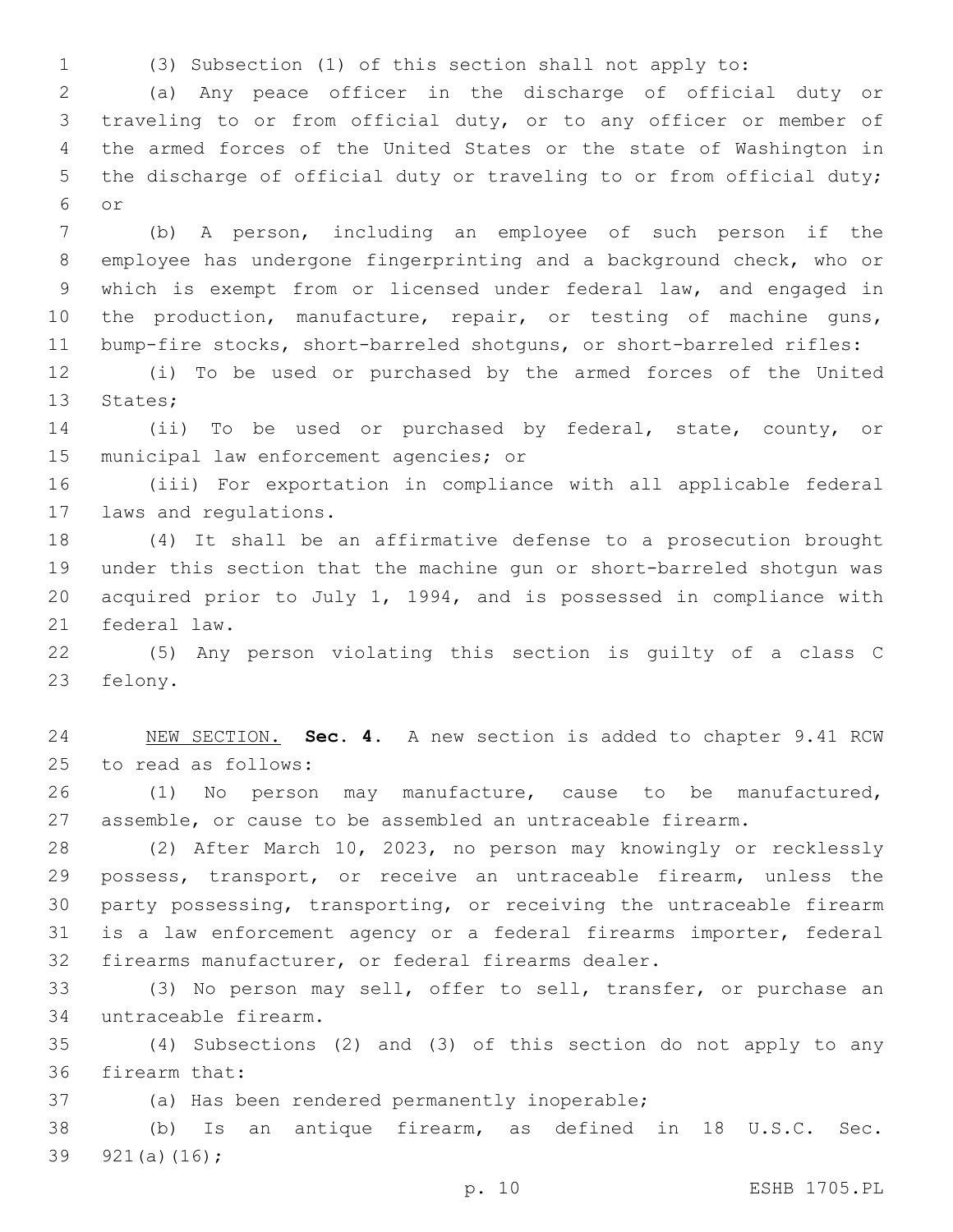(3) Subsection (1) of this section shall not apply to:

(a) Any peace officer in the discharge of official duty or traveling to or from official duty, or to any officer or member of the armed forces of the United States or the state of Washington in the discharge of official duty or traveling to or from official duty; or

(b) A person, including an employee of such person if the employee has undergone fingerprinting and a background check, who or which is exempt from or licensed under federal law, and engaged in the production, manufacture, repair, or testing of machine guns, bump-fire stocks, short-barreled shotguns, or short-barreled rifles:

(i) To be used or purchased by the armed forces of the United States;

(ii) To be used or purchased by federal, state, county, or municipal law enforcement agencies; or

(iii) For exportation in compliance with all applicable federal laws and regulations.

(4) It shall be an affirmative defense to a prosecution brought under this section that the machine gun or short-barreled shotgun was acquired prior to July 1, 1994, and is possessed in compliance with federal law.

(5) Any person violating this section is guilty of a class C felony.

NEW SECTION. **Sec. 4.** A new section is added to chapter 9.41 RCW to read as follows:

(1) No person may manufacture, cause to be manufactured, assemble, or cause to be assembled an untraceable firearm.

(2) After March 10, 2023, no person may knowingly or recklessly possess, transport, or receive an untraceable firearm, unless the party possessing, transporting, or receiving the untraceable firearm is a law enforcement agency or a federal firearms importer, federal firearms manufacturer, or federal firearms dealer.

(3) No person may sell, offer to sell, transfer, or purchase an untraceable firearm.

(4) Subsections (2) and (3) of this section do not apply to any firearm that:

(a) Has been rendered permanently inoperable;

(b) Is an antique firearm, as defined in 18 U.S.C. Sec. 921(a)(16);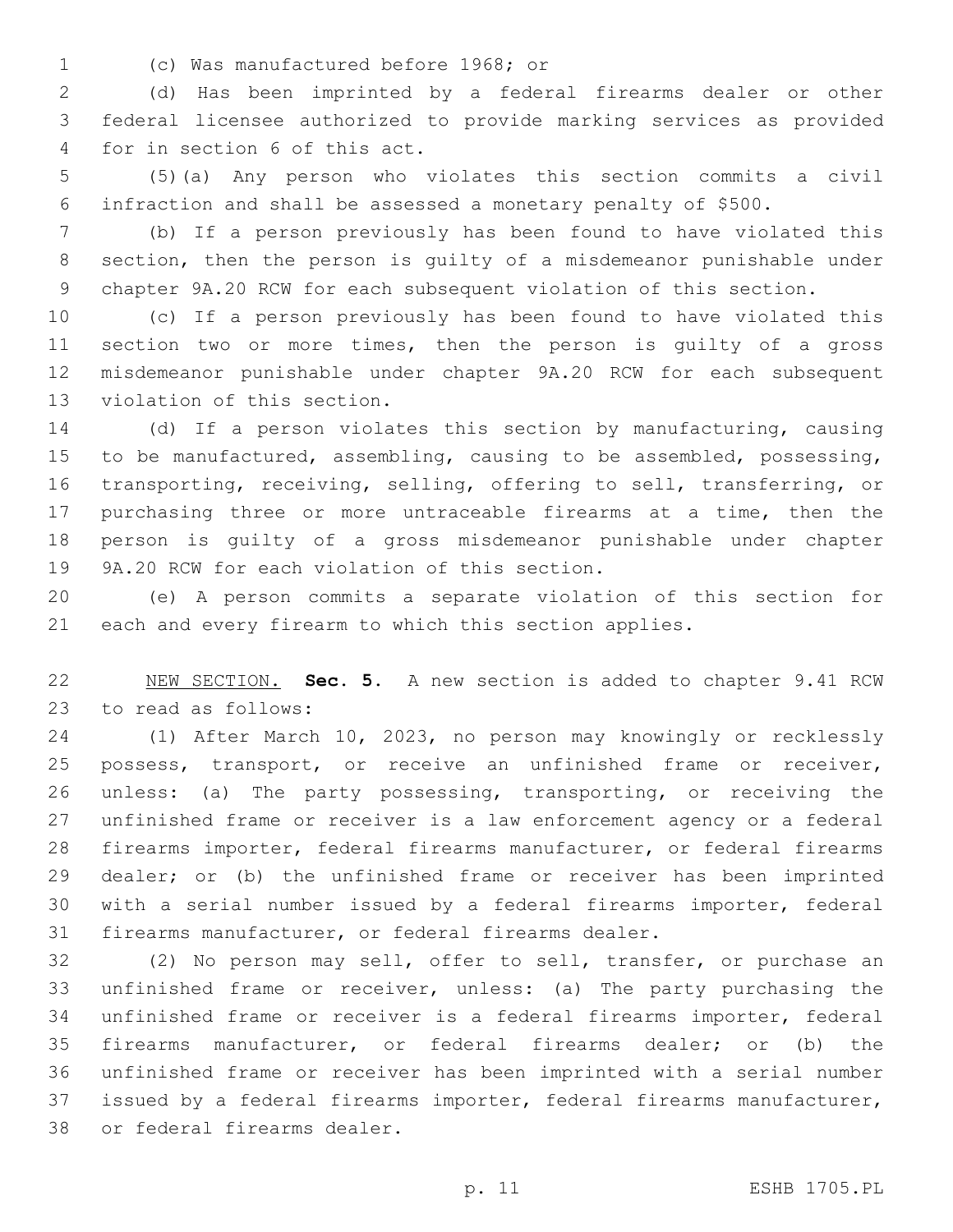(c) Was manufactured before 1968; or

(d) Has been imprinted by a federal firearms dealer or other federal licensee authorized to provide marking services as provided for in section 6 of this act.

(5)(a) Any person who violates this section commits a civil infraction and shall be assessed a monetary penalty of $500.

(b) If a person previously has been found to have violated this section, then the person is guilty of a misdemeanor punishable under chapter 9A.20 RCW for each subsequent violation of this section.

(c) If a person previously has been found to have violated this section two or more times, then the person is guilty of a gross misdemeanor punishable under chapter 9A.20 RCW for each subsequent violation of this section.

(d) If a person violates this section by manufacturing, causing to be manufactured, assembling, causing to be assembled, possessing, transporting, receiving, selling, offering to sell, transferring, or purchasing three or more untraceable firearms at a time, then the person is guilty of a gross misdemeanor punishable under chapter 9A.20 RCW for each violation of this section.

(e) A person commits a separate violation of this section for each and every firearm to which this section applies.

NEW SECTION. **Sec. 5.** A new section is added to chapter 9.41 RCW to read as follows:

(1) After March 10, 2023, no person may knowingly or recklessly possess, transport, or receive an unfinished frame or receiver, unless: (a) The party possessing, transporting, or receiving the unfinished frame or receiver is a law enforcement agency or a federal firearms importer, federal firearms manufacturer, or federal firearms dealer; or (b) the unfinished frame or receiver has been imprinted with a serial number issued by a federal firearms importer, federal firearms manufacturer, or federal firearms dealer.

(2) No person may sell, offer to sell, transfer, or purchase an unfinished frame or receiver, unless: (a) The party purchasing the unfinished frame or receiver is a federal firearms importer, federal firearms manufacturer, or federal firearms dealer; or (b) the unfinished frame or receiver has been imprinted with a serial number issued by a federal firearms importer, federal firearms manufacturer, or federal firearms dealer.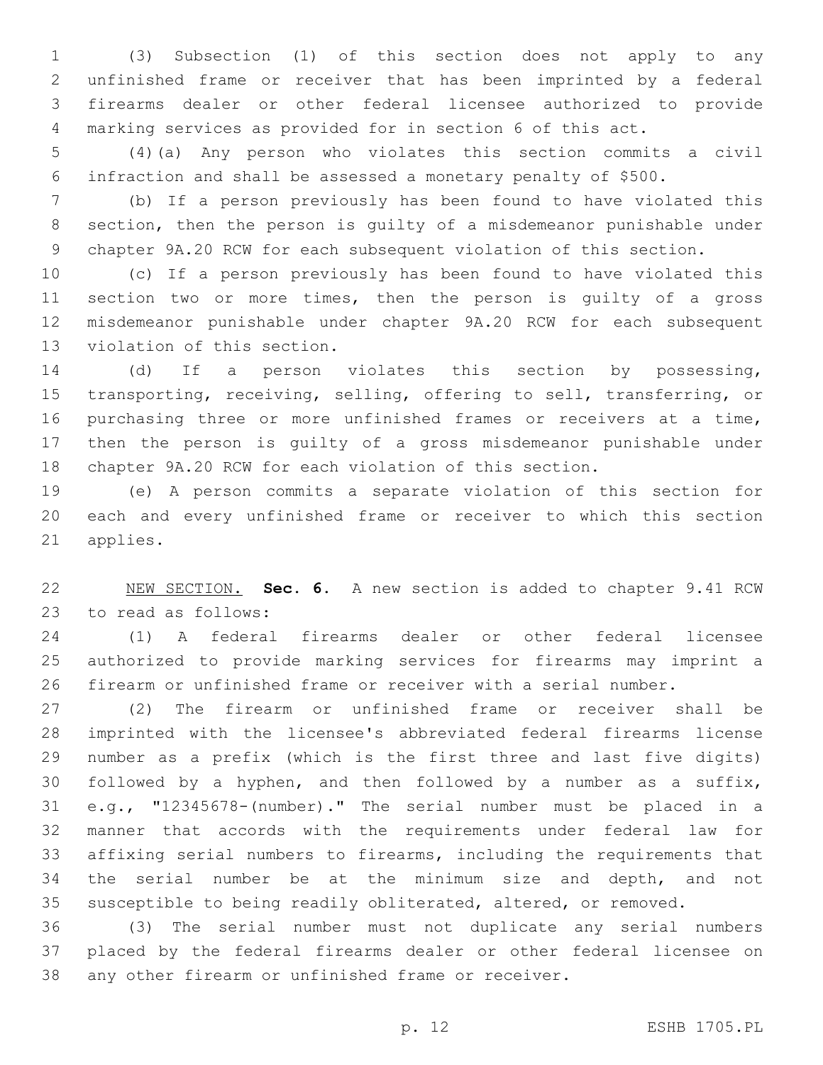(3) Subsection (1) of this section does not apply to any unfinished frame or receiver that has been imprinted by a federal firearms dealer or other federal licensee authorized to provide marking services as provided for in section 6 of this act.

(4)(a) Any person who violates this section commits a civil infraction and shall be assessed a monetary penalty of $500.

(b) If a person previously has been found to have violated this section, then the person is guilty of a misdemeanor punishable under chapter 9A.20 RCW for each subsequent violation of this section.

(c) If a person previously has been found to have violated this section two or more times, then the person is guilty of a gross misdemeanor punishable under chapter 9A.20 RCW for each subsequent violation of this section.

(d) If a person violates this section by possessing, transporting, receiving, selling, offering to sell, transferring, or purchasing three or more unfinished frames or receivers at a time, then the person is guilty of a gross misdemeanor punishable under chapter 9A.20 RCW for each violation of this section.

(e) A person commits a separate violation of this section for each and every unfinished frame or receiver to which this section applies.

NEW SECTION. **Sec. 6.** A new section is added to chapter 9.41 RCW to read as follows:

(1) A federal firearms dealer or other federal licensee authorized to provide marking services for firearms may imprint a firearm or unfinished frame or receiver with a serial number.

(2) The firearm or unfinished frame or receiver shall be imprinted with the licensee's abbreviated federal firearms license number as a prefix (which is the first three and last five digits) followed by a hyphen, and then followed by a number as a suffix, e.g., "12345678-(number)." The serial number must be placed in a manner that accords with the requirements under federal law for affixing serial numbers to firearms, including the requirements that the serial number be at the minimum size and depth, and not susceptible to being readily obliterated, altered, or removed.

(3) The serial number must not duplicate any serial numbers placed by the federal firearms dealer or other federal licensee on any other firearm or unfinished frame or receiver.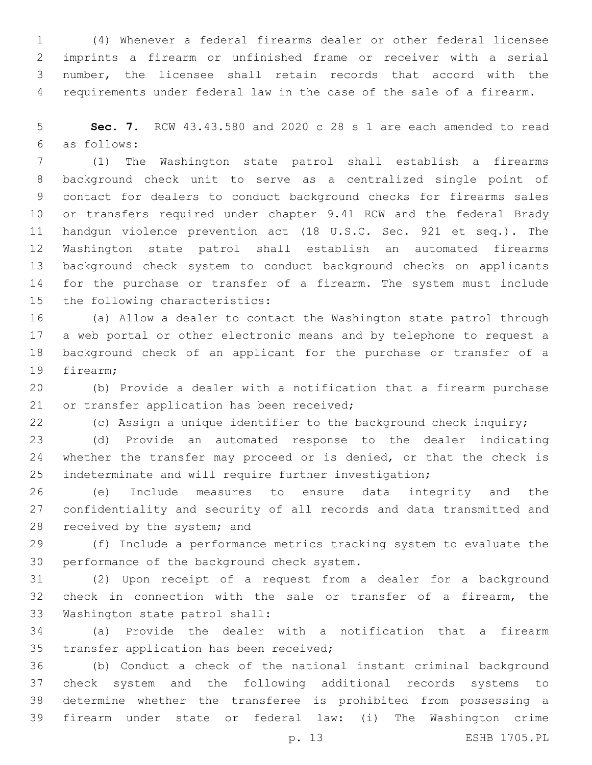(4) Whenever a federal firearms dealer or other federal licensee imprints a firearm or unfinished frame or receiver with a serial number, the licensee shall retain records that accord with the requirements under federal law in the case of the sale of a firearm.

**Sec. 7.** RCW 43.43.580 and 2020 c 28 s 1 are each amended to read as follows:

(1) The Washington state patrol shall establish a firearms background check unit to serve as a centralized single point of contact for dealers to conduct background checks for firearms sales or transfers required under chapter 9.41 RCW and the federal Brady handgun violence prevention act (18 U.S.C. Sec. 921 et seq.). The Washington state patrol shall establish an automated firearms background check system to conduct background checks on applicants for the purchase or transfer of a firearm. The system must include the following characteristics:

(a) Allow a dealer to contact the Washington state patrol through a web portal or other electronic means and by telephone to request a background check of an applicant for the purchase or transfer of a firearm;

(b) Provide a dealer with a notification that a firearm purchase or transfer application has been received;

(c) Assign a unique identifier to the background check inquiry;

(d) Provide an automated response to the dealer indicating whether the transfer may proceed or is denied, or that the check is indeterminate and will require further investigation;

(e) Include measures to ensure data integrity and the confidentiality and security of all records and data transmitted and received by the system; and

(f) Include a performance metrics tracking system to evaluate the performance of the background check system.

(2) Upon receipt of a request from a dealer for a background check in connection with the sale or transfer of a firearm, the Washington state patrol shall:

(a) Provide the dealer with a notification that a firearm transfer application has been received;

(b) Conduct a check of the national instant criminal background check system and the following additional records systems to determine whether the transferee is prohibited from possessing a firearm under state or federal law: (i) The Washington crime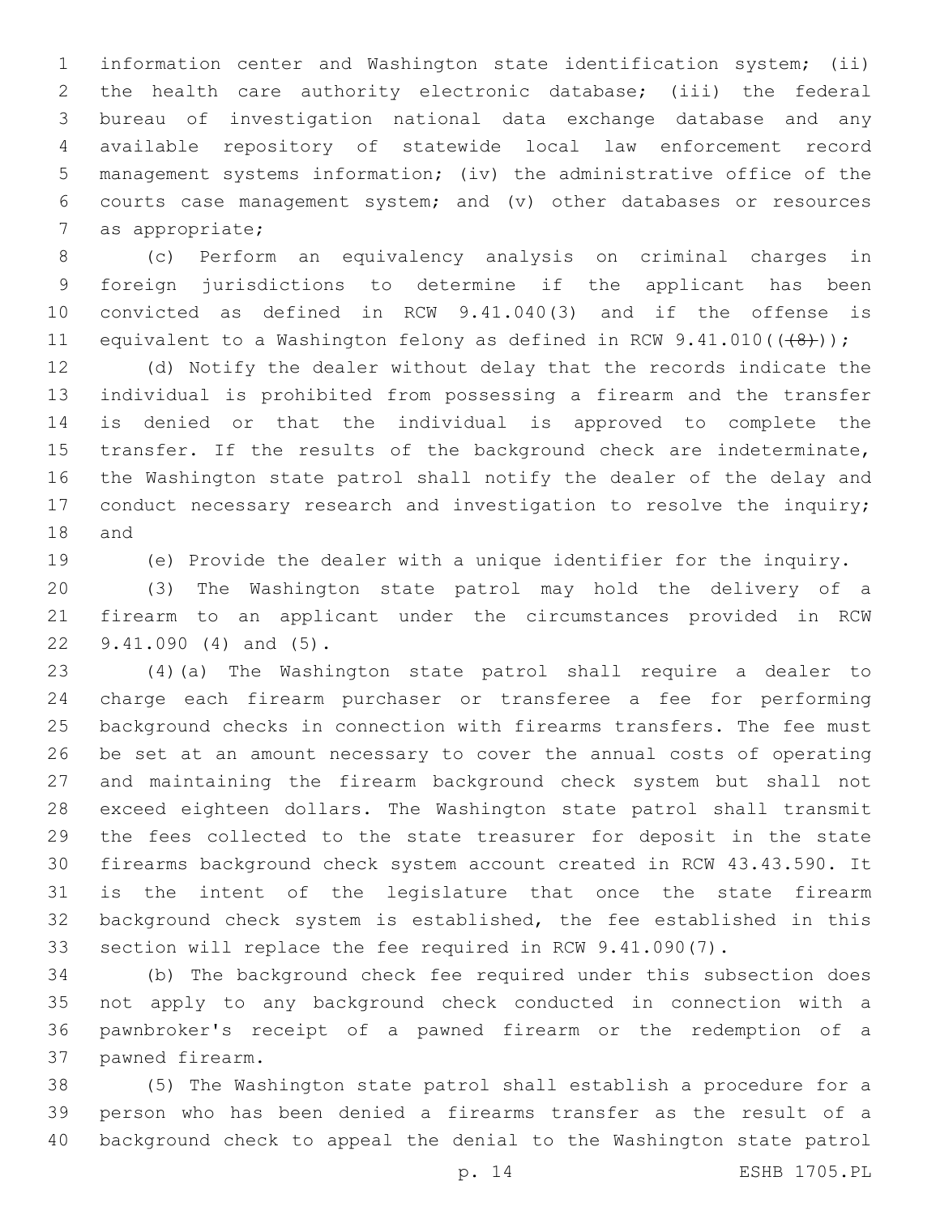information center and Washington state identification system; (ii) the health care authority electronic database; (iii) the federal bureau of investigation national data exchange database and any available repository of statewide local law enforcement record management systems information; (iv) the administrative office of the courts case management system; and (v) other databases or resources as appropriate;

(c) Perform an equivalency analysis on criminal charges in foreign jurisdictions to determine if the applicant has been convicted as defined in RCW 9.41.040(3) and if the offense is equivalent to a Washington felony as defined in RCW 9.41.010(((8)));

(d) Notify the dealer without delay that the records indicate the individual is prohibited from possessing a firearm and the transfer is denied or that the individual is approved to complete the transfer. If the results of the background check are indeterminate, the Washington state patrol shall notify the dealer of the delay and conduct necessary research and investigation to resolve the inquiry; and

(e) Provide the dealer with a unique identifier for the inquiry.

(3) The Washington state patrol may hold the delivery of a firearm to an applicant under the circumstances provided in RCW 9.41.090 (4) and (5).

(4)(a) The Washington state patrol shall require a dealer to charge each firearm purchaser or transferee a fee for performing background checks in connection with firearms transfers. The fee must be set at an amount necessary to cover the annual costs of operating and maintaining the firearm background check system but shall not exceed eighteen dollars. The Washington state patrol shall transmit the fees collected to the state treasurer for deposit in the state firearms background check system account created in RCW 43.43.590. It is the intent of the legislature that once the state firearm background check system is established, the fee established in this section will replace the fee required in RCW 9.41.090(7).

(b) The background check fee required under this subsection does not apply to any background check conducted in connection with a pawnbroker's receipt of a pawned firearm or the redemption of a pawned firearm.

(5) The Washington state patrol shall establish a procedure for a person who has been denied a firearms transfer as the result of a background check to appeal the denial to the Washington state patrol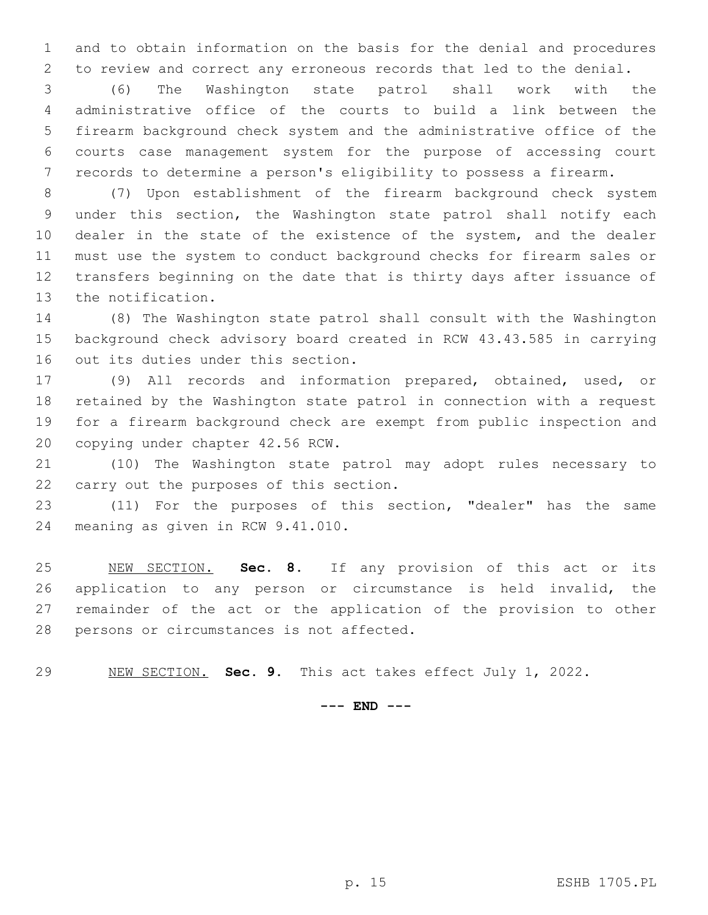and to obtain information on the basis for the denial and procedures to review and correct any erroneous records that led to the denial.

(6) The Washington state patrol shall work with the administrative office of the courts to build a link between the firearm background check system and the administrative office of the courts case management system for the purpose of accessing court records to determine a person's eligibility to possess a firearm.

(7) Upon establishment of the firearm background check system under this section, the Washington state patrol shall notify each dealer in the state of the existence of the system, and the dealer must use the system to conduct background checks for firearm sales or transfers beginning on the date that is thirty days after issuance of the notification.

(8) The Washington state patrol shall consult with the Washington background check advisory board created in RCW 43.43.585 in carrying out its duties under this section.

(9) All records and information prepared, obtained, used, or retained by the Washington state patrol in connection with a request for a firearm background check are exempt from public inspection and copying under chapter 42.56 RCW.

(10) The Washington state patrol may adopt rules necessary to carry out the purposes of this section.

(11) For the purposes of this section, "dealer" has the same meaning as given in RCW 9.41.010.

NEW SECTION. **Sec. 8.** If any provision of this act or its application to any person or circumstance is held invalid, the remainder of the act or the application of the provision to other persons or circumstances is not affected.

NEW SECTION. **Sec. 9.** This act takes effect July 1, 2022.

**--- END ---**